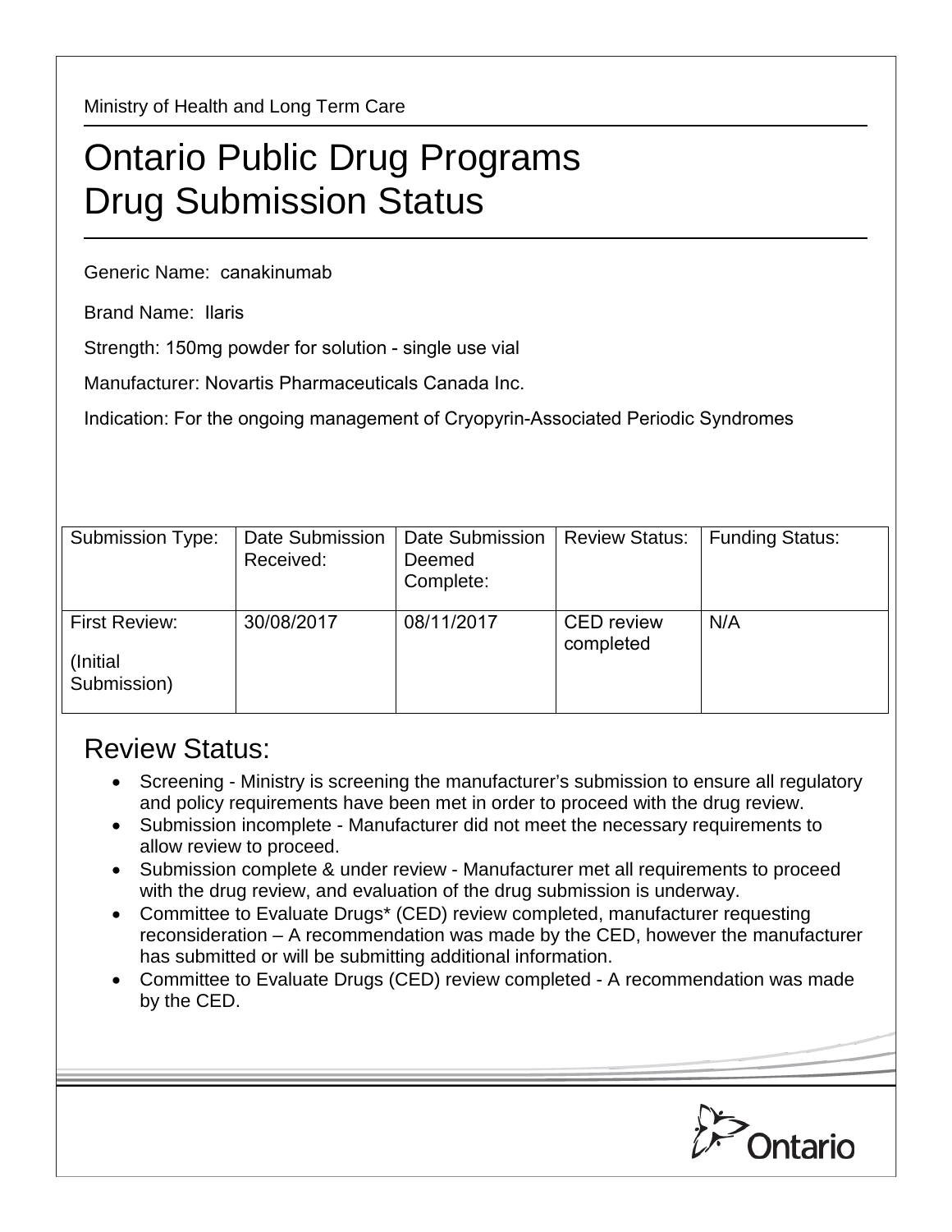Ministry of Health and Long Term Care

# Ontario Public Drug Programs
# Drug Submission Status

Generic Name: canakinumab

Brand Name: Ilaris

Strength: 150mg powder for solution - single use vial

Manufacturer: Novartis Pharmaceuticals Canada Inc.

Indication: For the ongoing management of Cryopyrin-Associated Periodic Syndromes

| Submission Type: | Date Submission Received: | Date Submission Deemed Complete: | Review Status: | Funding Status: |
|---|---|---|---|---|
| First Review: (Initial Submission) | 30/08/2017 | 08/11/2017 | CED review completed | N/A |

## Review Status:

- Screening - Ministry is screening the manufacturer's submission to ensure all regulatory and policy requirements have been met in order to proceed with the drug review.
- Submission incomplete - Manufacturer did not meet the necessary requirements to allow review to proceed.
- Submission complete & under review - Manufacturer met all requirements to proceed with the drug review, and evaluation of the drug submission is underway.
- Committee to Evaluate Drugs* (CED) review completed, manufacturer requesting reconsideration – A recommendation was made by the CED, however the manufacturer has submitted or will be submitting additional information.
- Committee to Evaluate Drugs (CED) review completed - A recommendation was made by the CED.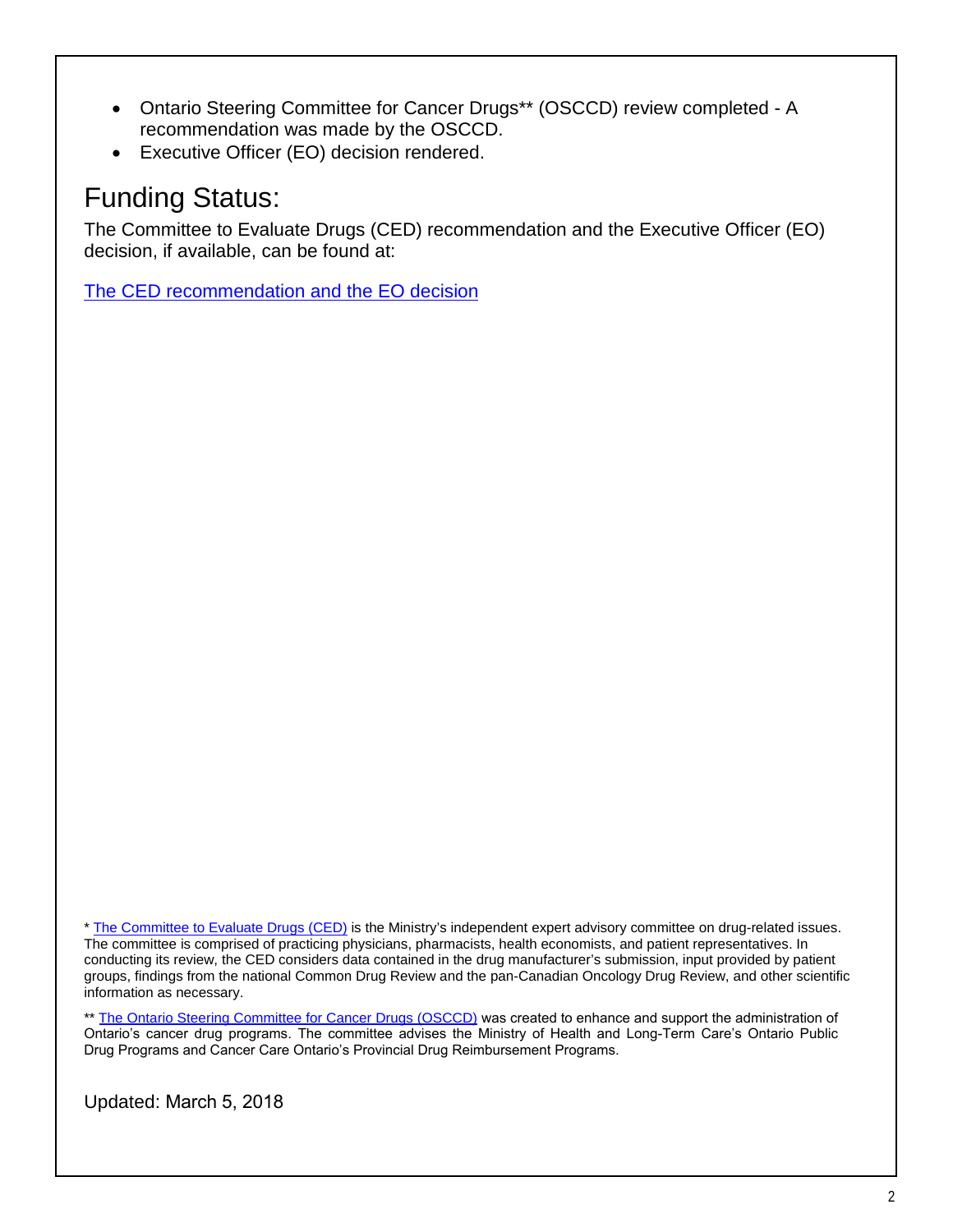- Ontario Steering Committee for Cancer Drugs** (OSCCD) review completed - A recommendation was made by the OSCCD.
- Executive Officer (EO) decision rendered.

# Funding Status:

The Committee to Evaluate Drugs (CED) recommendation and the Executive Officer (EO) decision, if available, can be found at:

The CED recommendation and the EO decision

* The Committee to Evaluate Drugs (CED) is the Ministry's independent expert advisory committee on drug-related issues. The committee is comprised of practicing physicians, pharmacists, health economists, and patient representatives. In conducting its review, the CED considers data contained in the drug manufacturer's submission, input provided by patient groups, findings from the national Common Drug Review and the pan-Canadian Oncology Drug Review, and other scientific information as necessary.

** The Ontario Steering Committee for Cancer Drugs (OSCCD) was created to enhance and support the administration of Ontario's cancer drug programs. The committee advises the Ministry of Health and Long-Term Care's Ontario Public Drug Programs and Cancer Care Ontario's Provincial Drug Reimbursement Programs.

Updated: March 5, 2018